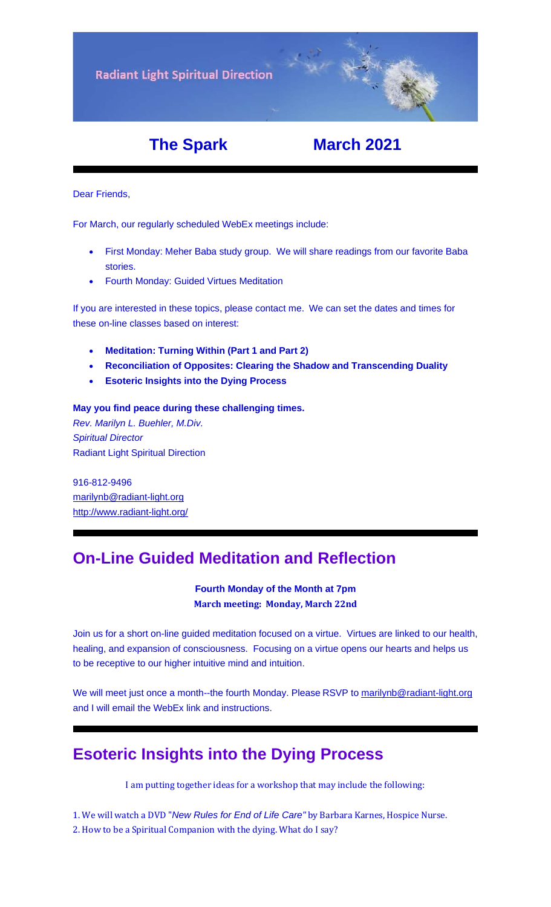Radiant Light Spiritual Direction

# The Spark March 2021

Dear Friends,

For March, our regularly scheduled WebEx meetings include:

- First Monday: Meher Baba study group. We will share readings from our favorite Baba stories.
- Fourth Monday: Guided Virtues Meditation

If you are interested in these topics, please contact me. We can set the dates and times for these on-line classes based on interest:

- **Meditation: Turning Within (Part 1 and Part 2)**
- **Reconciliation of Opposites: Clearing the Shadow and Transcending Duality**
- **Esoteric Insights into the Dying Process**

**May you find peace during these challenging times.**
*Rev. Marilyn L. Buehler, M.Div.*
*Spiritual Director*
Radiant Light Spiritual Direction

916-812-9496
marilynb@radiant-light.org
http://www.radiant-light.org/

## On-Line Guided Meditation and Reflection

**Fourth Monday of the Month at 7pm**
**March meeting: Monday, March 22nd**

Join us for a short on-line guided meditation focused on a virtue. Virtues are linked to our health, healing, and expansion of consciousness. Focusing on a virtue opens our hearts and helps us to be receptive to our higher intuitive mind and intuition.

We will meet just once a month--the fourth Monday. Please RSVP to marilynb@radiant-light.org and I will email the WebEx link and instructions.

## Esoteric Insights into the Dying Process

I am putting together ideas for a workshop that may include the following:

1. We will watch a DVD "*New Rules for End of Life Care*" by Barbara Karnes, Hospice Nurse.
2. How to be a Spiritual Companion with the dying. What do I say?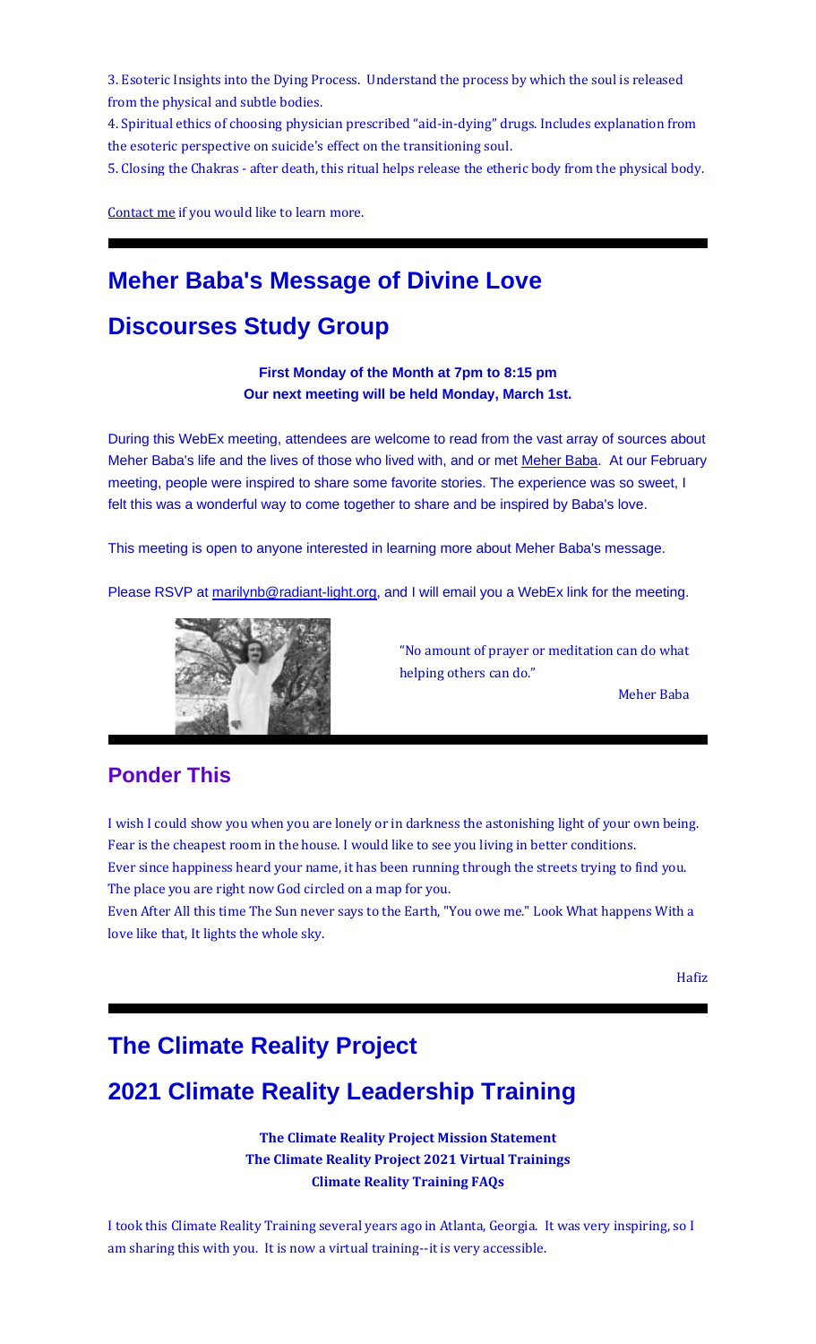3. Esoteric Insights into the Dying Process. Understand the process by which the soul is released from the physical and subtle bodies.
4. Spiritual ethics of choosing physician prescribed "aid-in-dying" drugs. Includes explanation from the esoteric perspective on suicide's effect on the transitioning soul.
5. Closing the Chakras - after death, this ritual helps release the etheric body from the physical body.

Contact me if you would like to learn more.

# Meher Baba's Message of Divine Love

# Discourses Study Group

**First Monday of the Month at 7pm to 8:15 pm**
**Our next meeting will be held Monday, March 1st.**

During this WebEx meeting, attendees are welcome to read from the vast array of sources about Meher Baba's life and the lives of those who lived with, and or met Meher Baba. At our February meeting, people were inspired to share some favorite stories. The experience was so sweet, I felt this was a wonderful way to come together to share and be inspired by Baba's love.

This meeting is open to anyone interested in learning more about Meher Baba's message.

Please RSVP at marilynb@radiant-light.org, and I will email you a WebEx link for the meeting.

"No amount of prayer or meditation can do what helping others can do."

Meher Baba

## Ponder This

I wish I could show you when you are lonely or in darkness the astonishing light of your own being.
Fear is the cheapest room in the house. I would like to see you living in better conditions.
Ever since happiness heard your name, it has been running through the streets trying to find you.
The place you are right now God circled on a map for you.
Even After All this time The Sun never says to the Earth, "You owe me." Look What happens With a love like that, It lights the whole sky.

Hafiz

# The Climate Reality Project

# 2021 Climate Reality Leadership Training

**The Climate Reality Project Mission Statement**
**The Climate Reality Project 2021 Virtual Trainings**
**Climate Reality Training FAQs**

I took this Climate Reality Training several years ago in Atlanta, Georgia. It was very inspiring, so I am sharing this with you. It is now a virtual training--it is very accessible.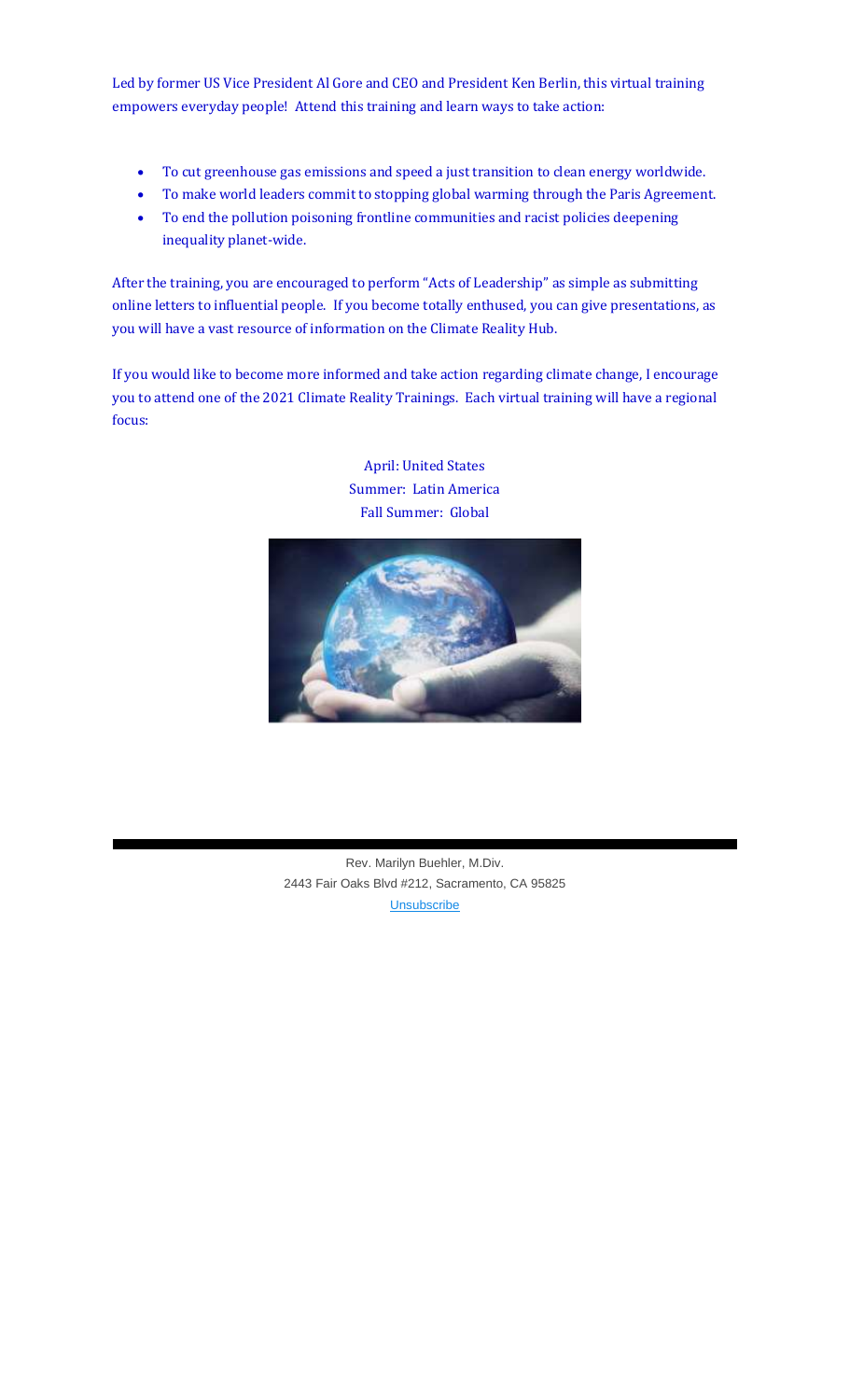Led by former US Vice President Al Gore and CEO and President Ken Berlin, this virtual training empowers everyday people! Attend this training and learn ways to take action:

- To cut greenhouse gas emissions and speed a just transition to clean energy worldwide.
- To make world leaders commit to stopping global warming through the Paris Agreement.
- To end the pollution poisoning frontline communities and racist policies deepening inequality planet-wide.

After the training, you are encouraged to perform "Acts of Leadership" as simple as submitting online letters to influential people. If you become totally enthused, you can give presentations, as you will have a vast resource of information on the Climate Reality Hub.

If you would like to become more informed and take action regarding climate change, I encourage you to attend one of the 2021 Climate Reality Trainings. Each virtual training will have a regional focus:

April: United States
Summer: Latin America
Fall Summer: Global

Rev. Marilyn Buehler, M.Div.
2443 Fair Oaks Blvd #212, Sacramento, CA 95825
Unsubscribe